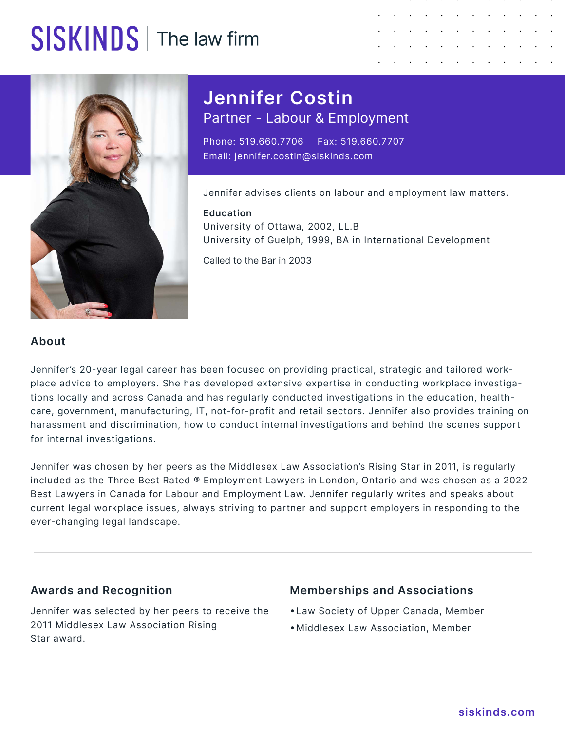SISKINDS | The law firm

# Jennifer Costin

Partner - Labour & Employment

Phone: 519.660.7706 Fax: 519.660.7707

Email: jennifer.costin@siskinds.com

Jennifer advises clients on labour and employment law matters.

**Education**

University of Ottawa, 2002, LL.B

University of Guelph, 1999, BA in International Development

Called to the Bar in 2003

## About

Jennifer's 20-year legal career has been focused on providing practical, strategic and tailored workplace advice to employers. She has developed extensive expertise in conducting workplace investigations locally and across Canada and has regularly conducted investigations in the education, healthcare, government, manufacturing, IT, not-for-profit and retail sectors. Jennifer also provides training on harassment and discrimination, how to conduct internal investigations and behind the scenes support for internal investigations.

Jennifer was chosen by her peers as the Middlesex Law Association's Rising Star in 2011, is regularly included as the Three Best Rated ® Employment Lawyers in London, Ontario and was chosen as a 2022 Best Lawyers in Canada for Labour and Employment Law. Jennifer regularly writes and speaks about current legal workplace issues, always striving to partner and support employers in responding to the ever-changing legal landscape.

---

## Awards and Recognition

Jennifer was selected by her peers to receive the 2011 Middlesex Law Association Rising Star award.

## Memberships and Associations

- Law Society of Upper Canada, Member
- Middlesex Law Association, Member

siskinds.com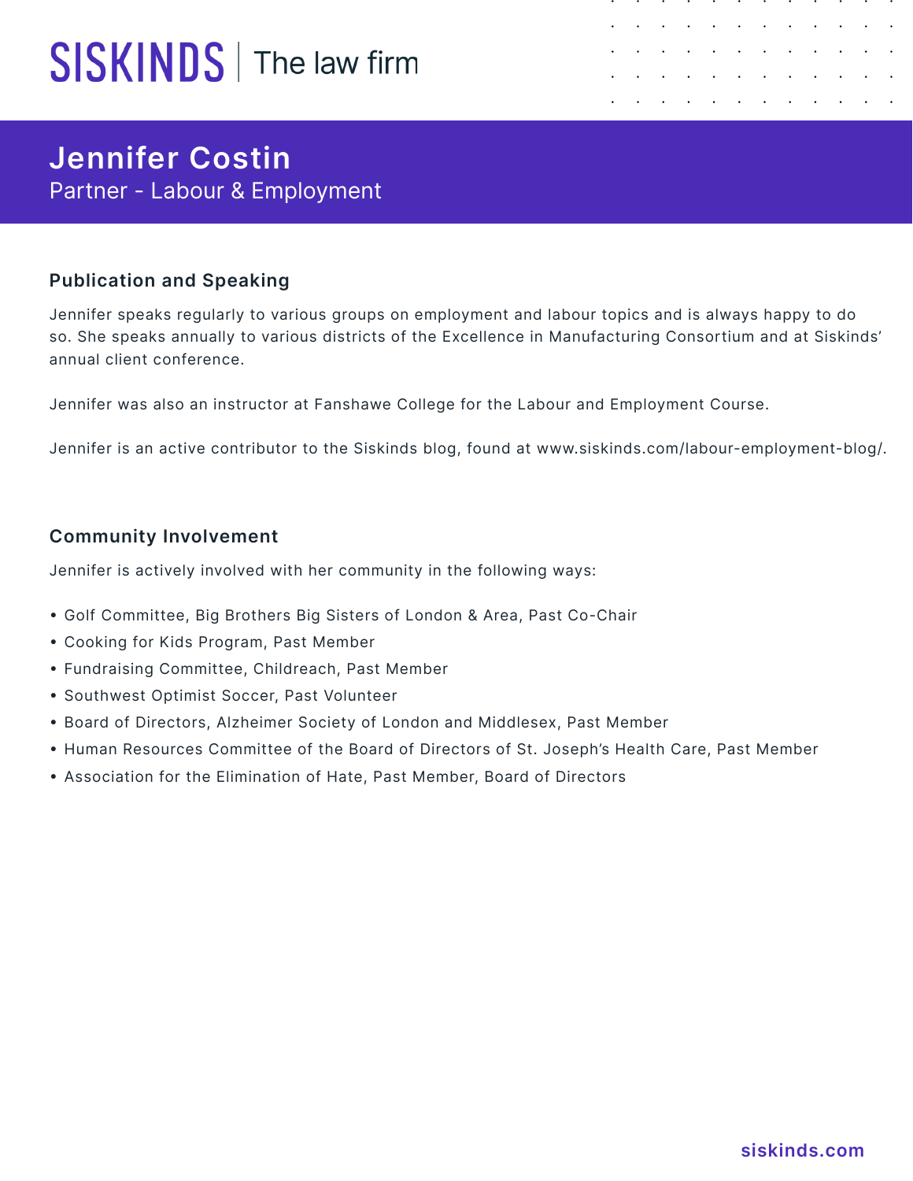# SISKINDS | The law firm

## Jennifer Costin

Partner - Labour & Employment

### Publication and Speaking

Jennifer speaks regularly to various groups on employment and labour topics and is always happy to do so. She speaks annually to various districts of the Excellence in Manufacturing Consortium and at Siskinds' annual client conference.

Jennifer was also an instructor at Fanshawe College for the Labour and Employment Course.

Jennifer is an active contributor to the Siskinds blog, found at www.siskinds.com/labour-employment-blog/.

### Community Involvement

Jennifer is actively involved with her community in the following ways:

- Golf Committee, Big Brothers Big Sisters of London & Area, Past Co-Chair
- Cooking for Kids Program, Past Member
- Fundraising Committee, Childreach, Past Member
- Southwest Optimist Soccer, Past Volunteer
- Board of Directors, Alzheimer Society of London and Middlesex, Past Member
- Human Resources Committee of the Board of Directors of St. Joseph's Health Care, Past Member
- Association for the Elimination of Hate, Past Member, Board of Directors

siskinds.com